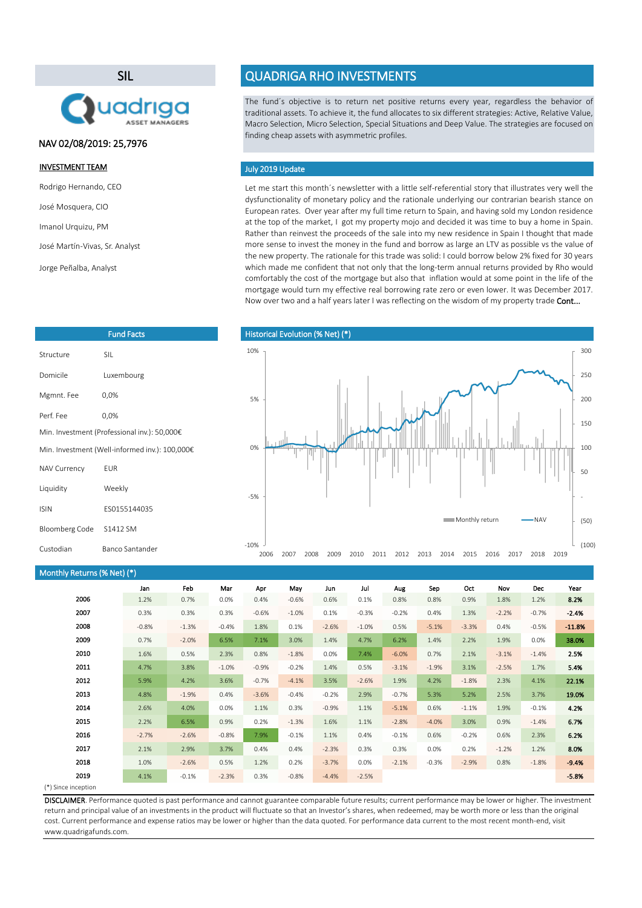## SIL

NAV 02/08/2019: 25,7976

**INVESTMENT TEAM**

Rodrigo Hernando, CEO

José Mosquera, CIO

Imanol Urquizu, PM

José Martín-Vivas, Sr. Analyst

Jorge Peñalba, Analyst

# QUADRIGA RHO INVESTMENTS

The fund´s objective is to return net positive returns every year, regardless the behavior of traditional assets. To achieve it, the fund allocates to six different strategies: Active, Relative Value, Macro Selection, Micro Selection, Special Situations and Deep Value. The strategies are focused on finding cheap assets with asymmetric profiles.

## July 2019 Update

Let me start this month´s newsletter with a little self-referential story that illustrates very well the dysfunctionality of monetary policy and the rationale underlying our contrarian bearish stance on European rates. Over year after my full time return to Spain, and having sold my London residence at the top of the market, I got my property mojo and decided it was time to buy a home in Spain. Rather than reinvest the proceeds of the sale into my new residence in Spain I thought that made more sense to invest the money in the fund and borrow as large an LTV as possible vs the value of the new property. The rationale for this trade was solid: I could borrow below 2% fixed for 30 years which made me confident that not only that the long-term annual returns provided by Rho would comfortably the cost of the mortgage but also that inflation would at some point in the life of the mortgage would turn my effective real borrowing rate zero or even lower. It was December 2017. Now over two and a half years later I was reflecting on the wisdom of my property trade **Cont...**

## Fund Facts

| | |
|---|---|
| Structure | SIL |
| Domicile | Luxembourg |
| Mgmnt. Fee | 0,0% |
| Perf. Fee | 0,0% |
| Min. Investment (Professional inv.): 50,000€ | |
| Min. Investment (Well-informed inv.): 100,000€ | |
| NAV Currency | EUR |
| Liquidity | Weekly |
| ISIN | ES0155144035 |
| Bloomberg Code | S1412 SM |
| Custodian | Banco Santander |

## Historical Evolution (% Net) (*)

## Monthly Returns (% Net) (*)

| | Jan | Feb | Mar | Apr | May | Jun | Jul | Aug | Sep | Oct | Nov | Dec | Year |
|---|---|---|---|---|---|---|---|---|---|---|---|---|---|
| **2006** | 1.2% | 0.7% | 0.0% | 0.4% | -0.6% | 0.6% | 0.1% | 0.8% | 0.8% | 0.9% | 1.8% | 1.2% | **8.2%** |
| **2007** | 0.3% | 0.3% | 0.3% | -0.6% | -1.0% | 0.1% | -0.3% | -0.2% | 0.4% | 1.3% | -2.2% | -0.7% | **-2.4%** |
| **2008** | -0.8% | -1.3% | -0.4% | 1.8% | 0.1% | -2.6% | -1.0% | 0.5% | -5.1% | -3.3% | 0.4% | -0.5% | **-11.8%** |
| **2009** | 0.7% | -2.0% | 6.5% | 7.1% | 3.0% | 1.4% | 4.7% | 6.2% | 1.4% | 2.2% | 1.9% | 0.0% | **38.0%** |
| **2010** | 1.6% | 0.5% | 2.3% | 0.8% | -1.8% | 0.0% | 7.4% | -6.0% | 0.7% | 2.1% | -3.1% | -1.4% | **2.5%** |
| **2011** | 4.7% | 3.8% | -1.0% | -0.9% | -0.2% | 1.4% | 0.5% | -3.1% | -1.9% | 3.1% | -2.5% | 1.7% | **5.4%** |
| **2012** | 5.9% | 4.2% | 3.6% | -0.7% | -4.1% | 3.5% | -2.6% | 1.9% | 4.2% | -1.8% | 2.3% | 4.1% | **22.1%** |
| **2013** | 4.8% | -1.9% | 0.4% | -3.6% | -0.4% | -0.2% | 2.9% | -0.7% | 5.3% | 5.2% | 2.5% | 3.7% | **19.0%** |
| **2014** | 2.6% | 4.0% | 0.0% | 1.1% | 0.3% | -0.9% | 1.1% | -5.1% | 0.6% | -1.1% | 1.9% | -0.1% | **4.2%** |
| **2015** | 2.2% | 6.5% | 0.9% | 0.2% | -1.3% | 1.6% | 1.1% | -2.8% | -4.0% | 3.0% | 0.9% | -1.4% | **6.7%** |
| **2016** | -2.7% | -2.6% | -0.8% | 7.9% | -0.1% | 1.1% | 0.4% | -0.1% | 0.6% | -0.2% | 0.6% | 2.3% | **6.2%** |
| **2017** | 2.1% | 2.9% | 3.7% | 0.4% | 0.4% | -2.3% | 0.3% | 0.3% | 0.0% | 0.2% | -1.2% | 1.2% | **8.0%** |
| **2018** | 1.0% | -2.6% | 0.5% | 1.2% | 0.2% | -3.7% | 0.0% | -2.1% | -0.3% | -2.9% | 0.8% | -1.8% | **-9.4%** |
| **2019** | 4.1% | -0.1% | -2.3% | 0.3% | -0.8% | -4.4% | -2.5% | | | | | | **-5.8%** |

(*) Since inception

**DISCLAIMER**. Performance quoted is past performance and cannot guarantee comparable future results; current performance may be lower or higher. The investment return and principal value of an investments in the product will fluctuate so that an Investor's shares, when redeemed, may be worth more or less than the original cost. Current performance and expense ratios may be lower or higher than the data quoted. For performance data current to the most recent month-end, visit www.quadrigafunds.com.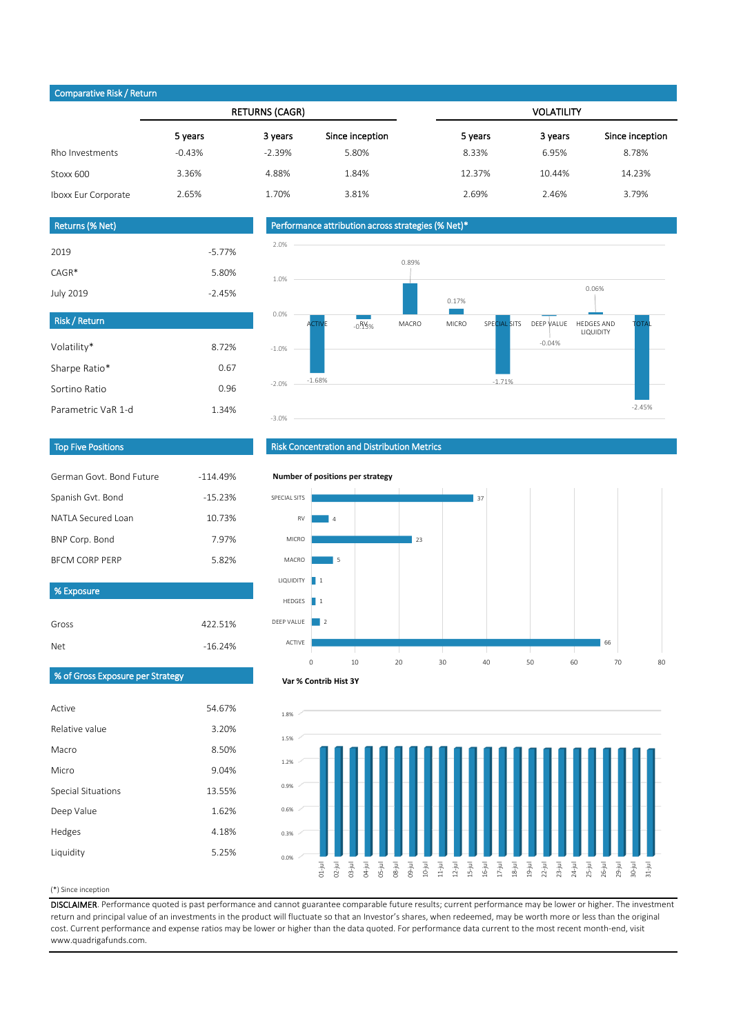## Comparative Risk / Return

| | RETURNS (CAGR) | | | VOLATILITY | | |
|---|---|---|---|---|---|---|
| | 5 years | 3 years | Since inception | 5 years | 3 years | Since inception |
| Rho Investments | -0.43% | -2.39% | 5.80% | 8.33% | 6.95% | 8.78% |
| Stoxx 600 | 3.36% | 4.88% | 1.84% | 12.37% | 10.44% | 14.23% |
| Iboxx Eur Corporate | 2.65% | 1.70% | 3.81% | 2.69% | 2.46% | 3.79% |

## Returns (% Net)

| | |
|---|---|
| 2019 | -5.77% |
| CAGR* | 5.80% |
| July 2019 | -2.45% |

## Risk / Return

| | |
|---|---|
| Volatility* | 8.72% |
| Sharpe Ratio* | 0.67 |
| Sortino Ratio | 0.96 |
| Parametric VaR 1-d | 1.34% |

## Performance attribution across strategies (% Net)*

| Strategy | % Net |
|---|---|
| ACTIVE | -1.68% |
| RV | -0.15% |
| MACRO | 0.89% |
| MICRO | 0.17% |
| SPECIAL SITS | -1.71% |
| DEEP VALUE | -0.04% |
| HEDGES AND LIQUIDITY | 0.06% |
| TOTAL | -2.45% |

## Top Five Positions

| | |
|---|---|
| German Govt. Bond Future | -114.49% |
| Spanish Gvt. Bond | -15.23% |
| NATLA Secured Loan | 10.73% |
| BNP Corp. Bond | 7.97% |
| BFCM CORP PERP | 5.82% |

## % Exposure

| | |
|---|---|
| Gross | 422.51% |
| Net | -16.24% |

## % of Gross Exposure per Strategy

| | |
|---|---|
| Active | 54.67% |
| Relative value | 3.20% |
| Macro | 8.50% |
| Micro | 9.04% |
| Special Situations | 13.55% |
| Deep Value | 1.62% |
| Hedges | 4.18% |
| Liquidity | 5.25% |

## Risk Concentration and Distribution Metrics

**Number of positions per strategy**

| Strategy | Number of positions |
|---|---|
| SPECIAL SITS | 37 |
| RV | 4 |
| MICRO | 23 |
| MACRO | 5 |
| LIQUIDITY | 1 |
| HEDGES | 1 |
| DEEP VALUE | 2 |
| ACTIVE | 66 |

**Var % Contrib Hist 3Y**

(Daily bars 01-jul to 31-jul, each approximately 1.3%)

(*) Since inception

**DISCLAIMER**. Performance quoted is past performance and cannot guarantee comparable future results; current performance may be lower or higher. The investment return and principal value of an investments in the product will fluctuate so that an Investor's shares, when redeemed, may be worth more or less than the original cost. Current performance and expense ratios may be lower or higher than the data quoted. For performance data current to the most recent month-end, visit www.quadrigafunds.com.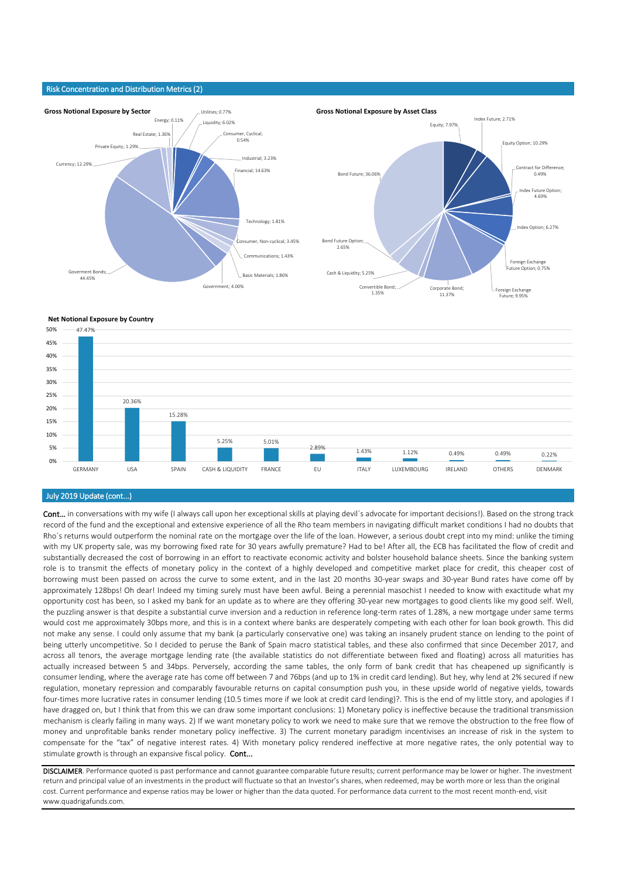## Risk Concentration and Distribution Metrics (2)

### Gross Notional Exposure by Sector

| Sector | Exposure |
|---|---|
| Utilities | 0.77% |
| Energy | 0.11% |
| Liquidity | 6.02% |
| Real Estate | 1.36% |
| Consumer, Cyclical | 0.54% |
| Private Equity | 1.29% |
| Industrial | 3.23% |
| Currency | 12.29% |
| Financial | 14.63% |
| Technology | 1.81% |
| Consumer, Non-cyclical | 3.45% |
| Communications | 1.43% |
| Goverment Bonds | 44.45% |
| Basic Materials | 1.86% |
| Government | 4.00% |

### Gross Notional Exposure by Asset Class

| Asset Class | Exposure |
|---|---|
| Equity | 7.97% |
| Index Future | 2.71% |
| Equity Option | 10.29% |
| Contract for Difference | 0.49% |
| Index Future Option | 4.69% |
| Index Option | 6.27% |
| Foreign Exchange Future Option | 0.75% |
| Foreign Exchange Future | 9.95% |
| Corporate Bond | 11.37% |
| Convertible Bond | 1.35% |
| Cash & Liquidity | 5.25% |
| Bond Future Option | 2.65% |
| Bond Future | 36.06% |

### Net Notional Exposure by Country

| Country | Exposure |
|---|---|
| GERMANY | 47.47% |
| USA | 20.36% |
| SPAIN | 15.28% |
| CASH & LIQUIDITY | 5.25% |
| FRANCE | 5.01% |
| EU | 2.89% |
| ITALY | 1.43% |
| LUXEMBOURG | 1.12% |
| IRELAND | 0.49% |
| OTHERS | 0.49% |
| DENMARK | 0.22% |

## July 2019 Update (cont...)

**Cont…** in conversations with my wife (I always call upon her exceptional skills at playing devil´s advocate for important decisions!). Based on the strong track record of the fund and the exceptional and extensive experience of all the Rho team members in navigating difficult market conditions I had no doubts that Rho´s returns would outperform the nominal rate on the mortgage over the life of the loan. However, a serious doubt crept into my mind: unlike the timing with my UK property sale, was my borrowing fixed rate for 30 years awfully premature? Had to be! After all, the ECB has facilitated the flow of credit and substantially decreased the cost of borrowing in an effort to reactivate economic activity and bolster household balance sheets. Since the banking system role is to transmit the effects of monetary policy in the context of a highly developed and competitive market place for credit, this cheaper cost of borrowing must been passed on across the curve to some extent, and in the last 20 months 30-year swaps and 30-year Bund rates have come off by approximately 128bps! Oh dear! Indeed my timing surely must have been awful. Being a perennial masochist I needed to know with exactitude what my opportunity cost has been, so I asked my bank for an update as to where are they offering 30-year new mortgages to good clients like my good self. Well, the puzzling answer is that despite a substantial curve inversion and a reduction in reference long-term rates of 1.28%, a new mortgage under same terms would cost me approximately 30bps more, and this is in a context where banks are desperately competing with each other for loan book growth. This did not make any sense. I could only assume that my bank (a particularly conservative one) was taking an insanely prudent stance on lending to the point of being utterly uncompetitive. So I decided to peruse the Bank of Spain macro statistical tables, and these also confirmed that since December 2017, and across all tenors, the average mortgage lending rate (the available statistics do not differentiate between fixed and floating) across all maturities has actually increased between 5 and 34bps. Perversely, according the same tables, the only form of bank credit that has cheapened up significantly is consumer lending, where the average rate has come off between 7 and 76bps (and up to 1% in credit card lending). But hey, why lend at 2% secured if new regulation, monetary repression and comparably favourable returns on capital consumption push you, in these upside world of negative yields, towards four-times more lucrative rates in consumer lending (10.5 times more if we look at credit card lending)?. This is the end of my little story, and apologies if I have dragged on, but I think that from this we can draw some important conclusions: 1) Monetary policy is ineffective because the traditional transmission mechanism is clearly failing in many ways. 2) If we want monetary policy to work we need to make sure that we remove the obstruction to the free flow of money and unprofitable banks render monetary policy ineffective. 3) The current monetary paradigm incentivises an increase of risk in the system to compensate for the "tax" of negative interest rates. 4) With monetary policy rendered ineffective at more negative rates, the only potential way to stimulate growth is through an expansive fiscal policy. **Cont…**

**DISCLAIMER**. Performance quoted is past performance and cannot guarantee comparable future results; current performance may be lower or higher. The investment return and principal value of an investments in the product will fluctuate so that an Investor's shares, when redeemed, may be worth more or less than the original cost. Current performance and expense ratios may be lower or higher than the data quoted. For performance data current to the most recent month-end, visit www.quadrigafunds.com.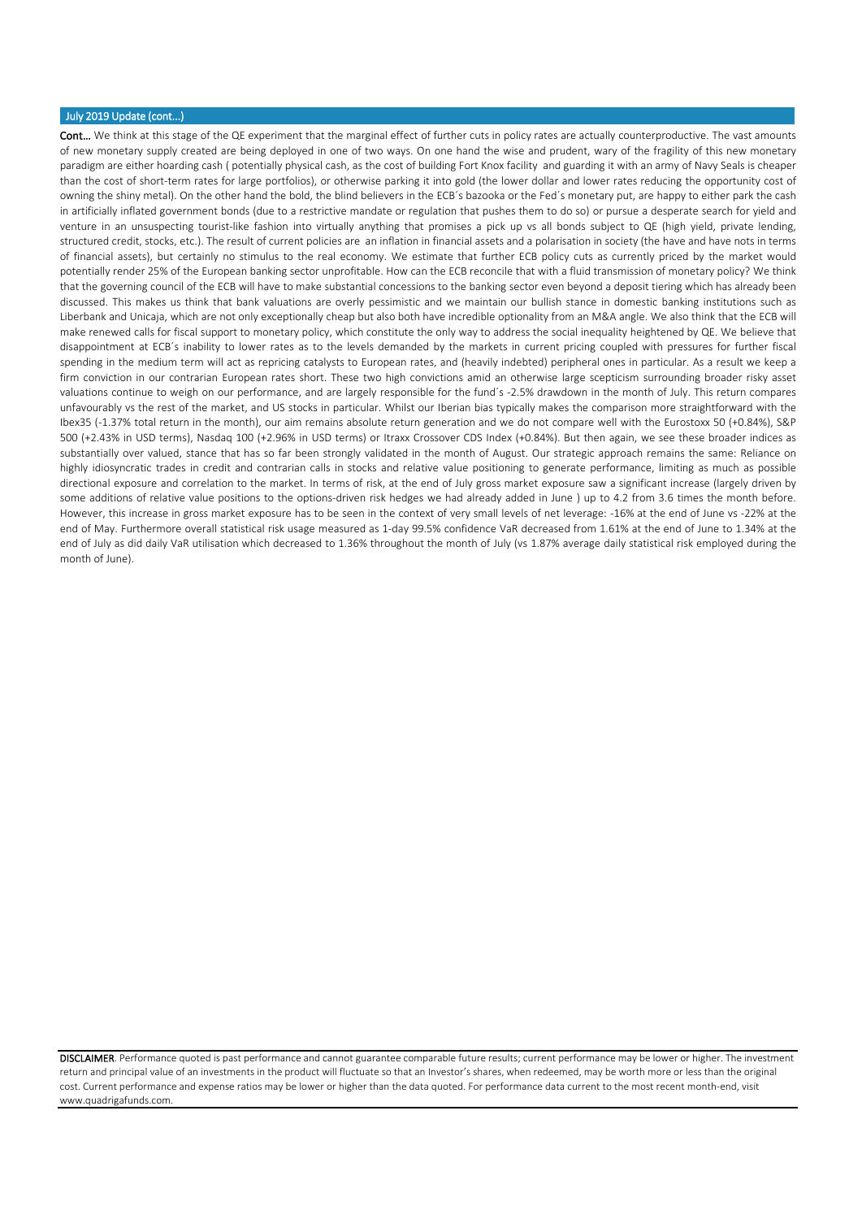## July 2019 Update (cont...)

**Cont...** We think at this stage of the QE experiment that the marginal effect of further cuts in policy rates are actually counterproductive. The vast amounts of new monetary supply created are being deployed in one of two ways. On one hand the wise and prudent, wary of the fragility of this new monetary paradigm are either hoarding cash ( potentially physical cash, as the cost of building Fort Knox facility and guarding it with an army of Navy Seals is cheaper than the cost of short-term rates for large portfolios), or otherwise parking it into gold (the lower dollar and lower rates reducing the opportunity cost of owning the shiny metal). On the other hand the bold, the blind believers in the ECB´s bazooka or the Fed´s monetary put, are happy to either park the cash in artificially inflated government bonds (due to a restrictive mandate or regulation that pushes them to do so) or pursue a desperate search for yield and venture in an unsuspecting tourist-like fashion into virtually anything that promises a pick up vs all bonds subject to QE (high yield, private lending, structured credit, stocks, etc.). The result of current policies are an inflation in financial assets and a polarisation in society (the have and have nots in terms of financial assets), but certainly no stimulus to the real economy. We estimate that further ECB policy cuts as currently priced by the market would potentially render 25% of the European banking sector unprofitable. How can the ECB reconcile that with a fluid transmission of monetary policy? We think that the governing council of the ECB will have to make substantial concessions to the banking sector even beyond a deposit tiering which has already been discussed. This makes us think that bank valuations are overly pessimistic and we maintain our bullish stance in domestic banking institutions such as Liberbank and Unicaja, which are not only exceptionally cheap but also both have incredible optionality from an M&A angle. We also think that the ECB will make renewed calls for fiscal support to monetary policy, which constitute the only way to address the social inequality heightened by QE. We believe that disappointment at ECB´s inability to lower rates as to the levels demanded by the markets in current pricing coupled with pressures for further fiscal spending in the medium term will act as repricing catalysts to European rates, and (heavily indebted) peripheral ones in particular. As a result we keep a firm conviction in our contrarian European rates short. These two high convictions amid an otherwise large scepticism surrounding broader risky asset valuations continue to weigh on our performance, and are largely responsible for the fund´s -2.5% drawdown in the month of July. This return compares unfavourably vs the rest of the market, and US stocks in particular. Whilst our Iberian bias typically makes the comparison more straightforward with the Ibex35 (-1.37% total return in the month), our aim remains absolute return generation and we do not compare well with the Eurostoxx 50 (+0.84%), S&P 500 (+2.43% in USD terms), Nasdaq 100 (+2.96% in USD terms) or Itraxx Crossover CDS Index (+0.84%). But then again, we see these broader indices as substantially over valued, stance that has so far been strongly validated in the month of August. Our strategic approach remains the same: Reliance on highly idiosyncratic trades in credit and contrarian calls in stocks and relative value positioning to generate performance, limiting as much as possible directional exposure and correlation to the market. In terms of risk, at the end of July gross market exposure saw a significant increase (largely driven by some additions of relative value positions to the options-driven risk hedges we had already added in June ) up to 4.2 from 3.6 times the month before. However, this increase in gross market exposure has to be seen in the context of very small levels of net leverage: -16% at the end of June vs -22% at the end of May. Furthermore overall statistical risk usage measured as 1-day 99.5% confidence VaR decreased from 1.61% at the end of June to 1.34% at the end of July as did daily VaR utilisation which decreased to 1.36% throughout the month of July (vs 1.87% average daily statistical risk employed during the month of June).

**DISCLAIMER**. Performance quoted is past performance and cannot guarantee comparable future results; current performance may be lower or higher. The investment return and principal value of an investments in the product will fluctuate so that an Investor's shares, when redeemed, may be worth more or less than the original cost. Current performance and expense ratios may be lower or higher than the data quoted. For performance data current to the most recent month-end, visit www.quadrigafunds.com.